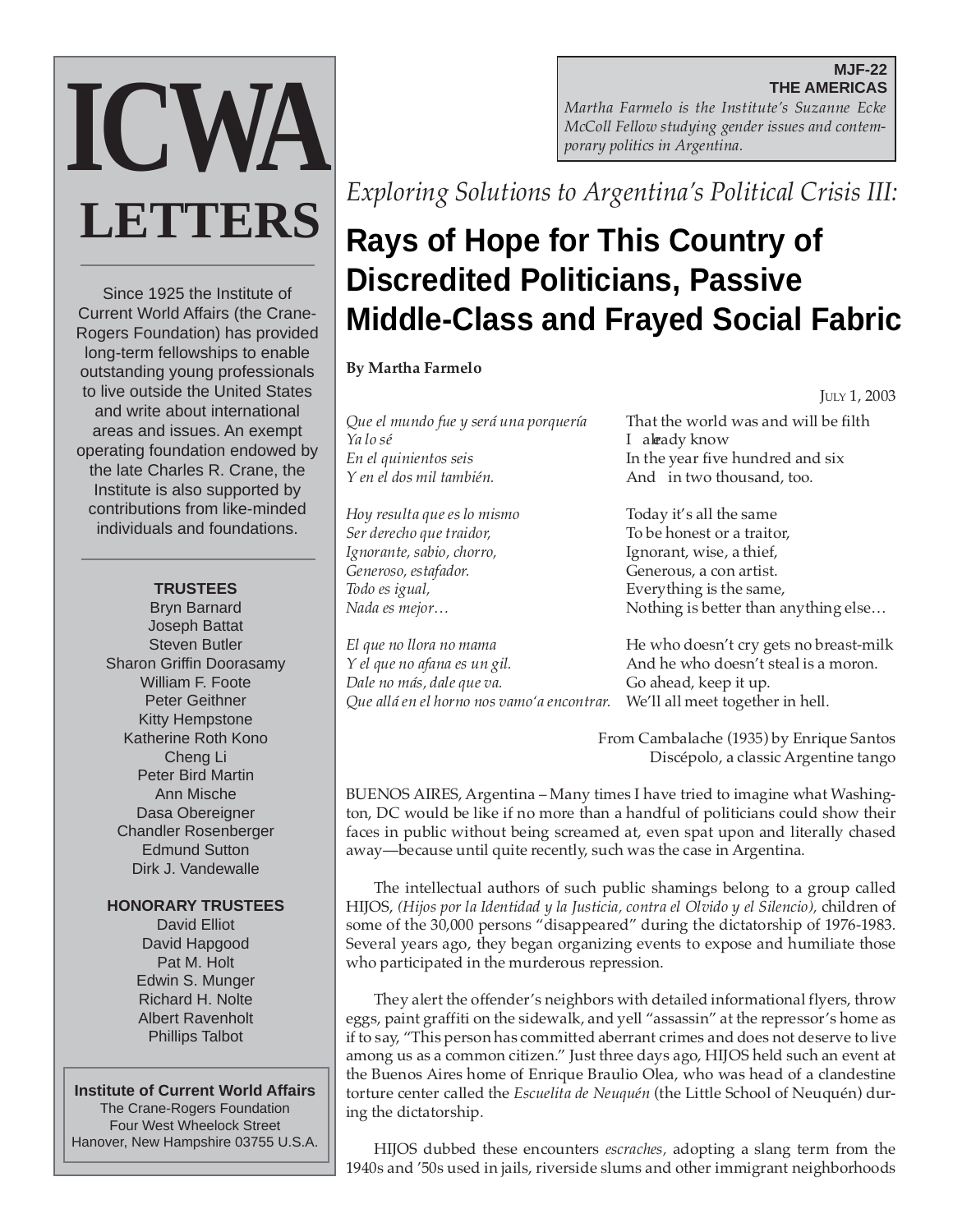# ICWA LETTERS

Since 1925 the Institute of Current World Affairs (the Crane-Rogers Foundation) has provided long-term fellowships to enable outstanding young professionals to live outside the United States and write about international areas and issues. An exempt operating foundation endowed by the late Charles R. Crane, the Institute is also supported by contributions from like-minded individuals and foundations.

**TRUSTEES**

Bryn Barnard
Joseph Battat
Steven Butler
Sharon Griffin Doorasamy
William F. Foote
Peter Geithner
Kitty Hempstone
Katherine Roth Kono
Cheng Li
Peter Bird Martin
Ann Mische
Dasa Obereigner
Chandler Rosenberger
Edmund Sutton
Dirk J. Vandewalle

**HONORARY TRUSTEES**

David Elliot
David Hapgood
Pat M. Holt
Edwin S. Munger
Richard H. Nolte
Albert Ravenholt
Phillips Talbot

**Institute of Current World Affairs**
The Crane-Rogers Foundation
Four West Wheelock Street
Hanover, New Hampshire 03755 U.S.A.

---

**MJF-22**
**THE AMERICAS**

*Martha Farmelo is the Institute's Suzanne Ecke McColl Fellow studying gender issues and contemporary politics in Argentina.*

*Exploring Solutions to Argentina's Political Crisis III:*

## Rays of Hope for This Country of Discredited Politicians, Passive Middle-Class and Frayed Social Fabric

**By Martha Farmelo**

JULY 1, 2003

| | |
|---|---|
| *Que el mundo fue y será una porquería* | That the world was and will be filth |
| *Ya lo sé* | I already know |
| *En el quinientos seis* | In the year five hundred and six |
| *Y en el dos mil también.* | And in two thousand, too. |
| | |
| *Hoy resulta que es lo mismo* | Today it's all the same |
| *Ser derecho que traidor,* | To be honest or a traitor, |
| *Ignorante, sabio, chorro,* | Ignorant, wise, a thief, |
| *Generoso, estafador.* | Generous, a con artist. |
| *Todo es igual,* | Everything is the same, |
| *Nada es mejor…* | Nothing is better than anything else… |
| | |
| *El que no llora no mama* | He who doesn't cry gets no breast-milk |
| *Y el que no afana es un gil.* | And he who doesn't steal is a moron. |
| *Dale no más, dale que va.* | Go ahead, keep it up. |
| *Que allá en el horno nos vamo'a encontrar.* | We'll all meet together in hell. |

From Cambalache (1935) by Enrique Santos Discépolo, a classic Argentine tango

BUENOS AIRES, Argentina – Many times I have tried to imagine what Washington, DC would be like if no more than a handful of politicians could show their faces in public without being screamed at, even spat upon and literally chased away—because until quite recently, such was the case in Argentina.

The intellectual authors of such public shamings belong to a group called HIJOS, *(Hijos por la Identidad y la Justicia, contra el Olvido y el Silencio),* children of some of the 30,000 persons "disappeared" during the dictatorship of 1976-1983. Several years ago, they began organizing events to expose and humiliate those who participated in the murderous repression.

They alert the offender's neighbors with detailed informational flyers, throw eggs, paint graffiti on the sidewalk, and yell "assassin" at the repressor's home as if to say, "This person has committed aberrant crimes and does not deserve to live among us as a common citizen." Just three days ago, HIJOS held such an event at the Buenos Aires home of Enrique Braulio Olea, who was head of a clandestine torture center called the *Escuelita de Neuquén* (the Little School of Neuquén) during the dictatorship.

HIJOS dubbed these encounters *escraches,* adopting a slang term from the 1940s and '50s used in jails, riverside slums and other immigrant neighborhoods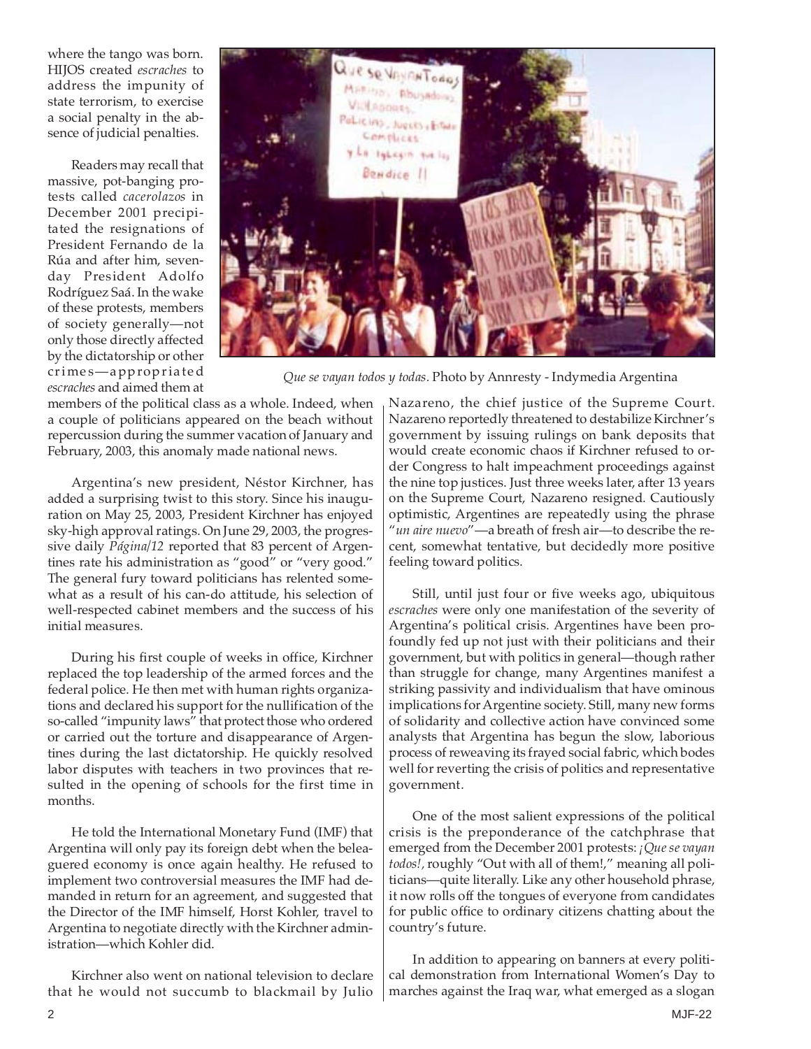where the tango was born. HIJOS created *escraches* to address the impunity of state terrorism, to exercise a social penalty in the absence of judicial penalties.

Readers may recall that massive, pot-banging protests called *cacerolazos* in December 2001 precipitated the resignations of President Fernando de la Rúa and after him, seven-day President Adolfo Rodríguez Saá. In the wake of these protests, members of society generally—not only those directly affected by the dictatorship or other crimes—appropriated *escraches* and aimed them at members of the political class as a whole. Indeed, when a couple of politicians appeared on the beach without repercussion during the summer vacation of January and February, 2003, this anomaly made national news.

*Que se vayan todos y todas.* Photo by Annresty - Indymedia Argentina

Argentina's new president, Néstor Kirchner, has added a surprising twist to this story. Since his inauguration on May 25, 2003, President Kirchner has enjoyed sky-high approval ratings. On June 29, 2003, the progressive daily *Página/12* reported that 83 percent of Argentines rate his administration as "good" or "very good." The general fury toward politicians has relented somewhat as a result of his can-do attitude, his selection of well-respected cabinet members and the success of his initial measures.

During his first couple of weeks in office, Kirchner replaced the top leadership of the armed forces and the federal police. He then met with human rights organizations and declared his support for the nullification of the so-called "impunity laws" that protect those who ordered or carried out the torture and disappearance of Argentines during the last dictatorship. He quickly resolved labor disputes with teachers in two provinces that resulted in the opening of schools for the first time in months.

He told the International Monetary Fund (IMF) that Argentina will only pay its foreign debt when the beleaguered economy is once again healthy. He refused to implement two controversial measures the IMF had demanded in return for an agreement, and suggested that the Director of the IMF himself, Horst Kohler, travel to Argentina to negotiate directly with the Kirchner administration—which Kohler did.

Kirchner also went on national television to declare that he would not succumb to blackmail by Julio Nazareno, the chief justice of the Supreme Court. Nazareno reportedly threatened to destabilize Kirchner's government by issuing rulings on bank deposits that would create economic chaos if Kirchner refused to order Congress to halt impeachment proceedings against the nine top justices. Just three weeks later, after 13 years on the Supreme Court, Nazareno resigned. Cautiously optimistic, Argentines are repeatedly using the phrase "*un aire nuevo*"—a breath of fresh air—to describe the recent, somewhat tentative, but decidedly more positive feeling toward politics.

Still, until just four or five weeks ago, ubiquitous *escraches* were only one manifestation of the severity of Argentina's political crisis. Argentines have been profoundly fed up not just with their politicians and their government, but with politics in general—though rather than struggle for change, many Argentines manifest a striking passivity and individualism that have ominous implications for Argentine society. Still, many new forms of solidarity and collective action have convinced some analysts that Argentina has begun the slow, laborious process of reweaving its frayed social fabric, which bodes well for reverting the crisis of politics and representative government.

One of the most salient expressions of the political crisis is the preponderance of the catchphrase that emerged from the December 2001 protests: *¡Que se vayan todos!*, roughly "Out with all of them!," meaning all politicians—quite literally. Like any other household phrase, it now rolls off the tongues of everyone from candidates for public office to ordinary citizens chatting about the country's future.

In addition to appearing on banners at every political demonstration from International Women's Day to marches against the Iraq war, what emerged as a slogan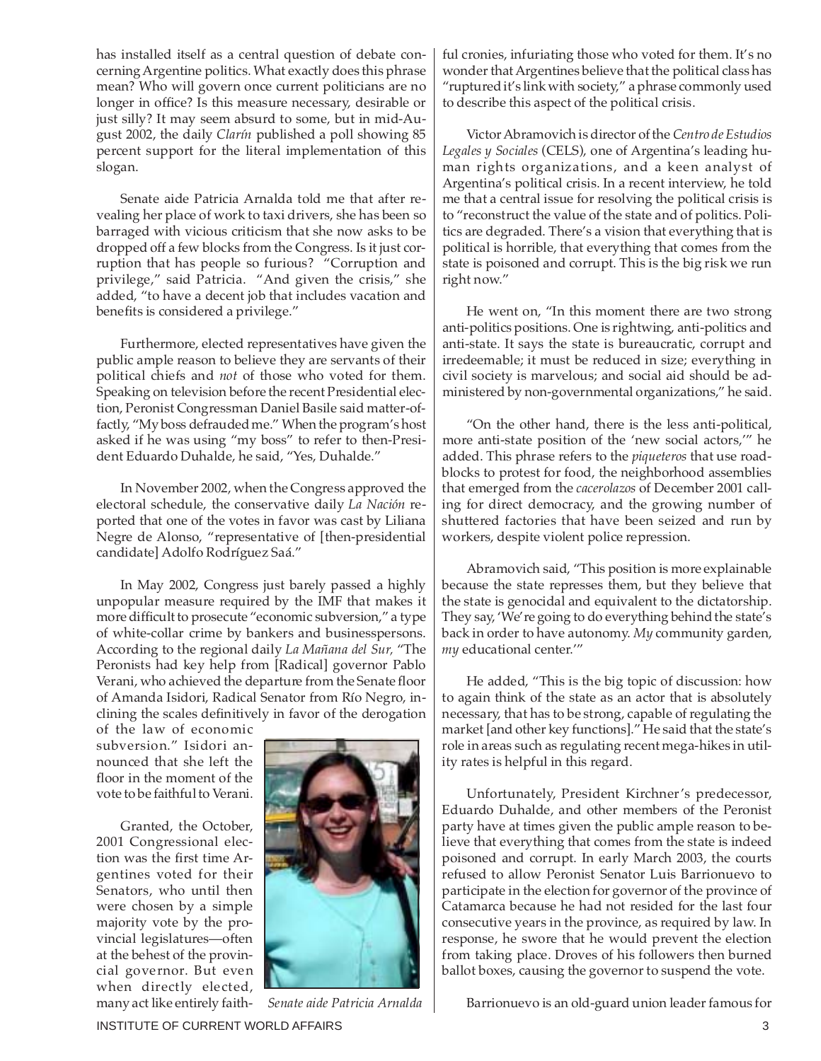has installed itself as a central question of debate concerning Argentine politics. What exactly does this phrase mean? Who will govern once current politicians are no longer in office? Is this measure necessary, desirable or just silly? It may seem absurd to some, but in mid-August 2002, the daily *Clarín* published a poll showing 85 percent support for the literal implementation of this slogan.

Senate aide Patricia Arnalda told me that after revealing her place of work to taxi drivers, she has been so barraged with vicious criticism that she now asks to be dropped off a few blocks from the Congress. Is it just corruption that has people so furious? "Corruption and privilege," said Patricia. "And given the crisis," she added, "to have a decent job that includes vacation and benefits is considered a privilege."

Furthermore, elected representatives have given the public ample reason to believe they are servants of their political chiefs and *not* of those who voted for them. Speaking on television before the recent Presidential election, Peronist Congressman Daniel Basile said matter-of-factly, "My boss defrauded me." When the program's host asked if he was using "my boss" to refer to then-President Eduardo Duhalde, he said, "Yes, Duhalde."

In November 2002, when the Congress approved the electoral schedule, the conservative daily *La Nación* reported that one of the votes in favor was cast by Liliana Negre de Alonso, "representative of [then-presidential candidate] Adolfo Rodríguez Saá."

In May 2002, Congress just barely passed a highly unpopular measure required by the IMF that makes it more difficult to prosecute "economic subversion," a type of white-collar crime by bankers and businesspersons. According to the regional daily *La Mañana del Sur,* "The Peronists had key help from [Radical] governor Pablo Verani, who achieved the departure from the Senate floor of Amanda Isidori, Radical Senator from Río Negro, inclining the scales definitively in favor of the derogation of the law of economic subversion." Isidori announced that she left the floor in the moment of the vote to be faithful to Verani.

Granted, the October, 2001 Congressional election was the first time Argentines voted for their Senators, who until then were chosen by a simple majority vote by the provincial legislatures—often at the behest of the provincial governor. But even when directly elected, many act like entirely faithful cronies, infuriating those who voted for them. It's no wonder that Argentines believe that the political class has "ruptured it's link with society," a phrase commonly used to describe this aspect of the political crisis.

*Senate aide Patricia Arnalda*

Victor Abramovich is director of the *Centro de Estudios Legales y Sociales* (CELS), one of Argentina's leading human rights organizations, and a keen analyst of Argentina's political crisis. In a recent interview, he told me that a central issue for resolving the political crisis is to "reconstruct the value of the state and of politics. Politics are degraded. There's a vision that everything that is political is horrible, that everything that comes from the state is poisoned and corrupt. This is the big risk we run right now."

He went on, "In this moment there are two strong anti-politics positions. One is rightwing, anti-politics and anti-state. It says the state is bureaucratic, corrupt and irredeemable; it must be reduced in size; everything in civil society is marvelous; and social aid should be administered by non-governmental organizations," he said.

"On the other hand, there is the less anti-political, more anti-state position of the 'new social actors,'" he added. This phrase refers to the *piqueteros* that use roadblocks to protest for food, the neighborhood assemblies that emerged from the *cacerolazos* of December 2001 calling for direct democracy, and the growing number of shuttered factories that have been seized and run by workers, despite violent police repression.

Abramovich said, "This position is more explainable because the state represses them, but they believe that the state is genocidal and equivalent to the dictatorship. They say, 'We're going to do everything behind the state's back in order to have autonomy. *My* community garden, *my* educational center.'"

He added, "This is the big topic of discussion: how to again think of the state as an actor that is absolutely necessary, that has to be strong, capable of regulating the market [and other key functions]." He said that the state's role in areas such as regulating recent mega-hikes in utility rates is helpful in this regard.

Unfortunately, President Kirchner's predecessor, Eduardo Duhalde, and other members of the Peronist party have at times given the public ample reason to believe that everything that comes from the state is indeed poisoned and corrupt. In early March 2003, the courts refused to allow Peronist Senator Luis Barrionuevo to participate in the election for governor of the province of Catamarca because he had not resided for the last four consecutive years in the province, as required by law. In response, he swore that he would prevent the election from taking place. Droves of his followers then burned ballot boxes, causing the governor to suspend the vote.

Barrionuevo is an old-guard union leader famous for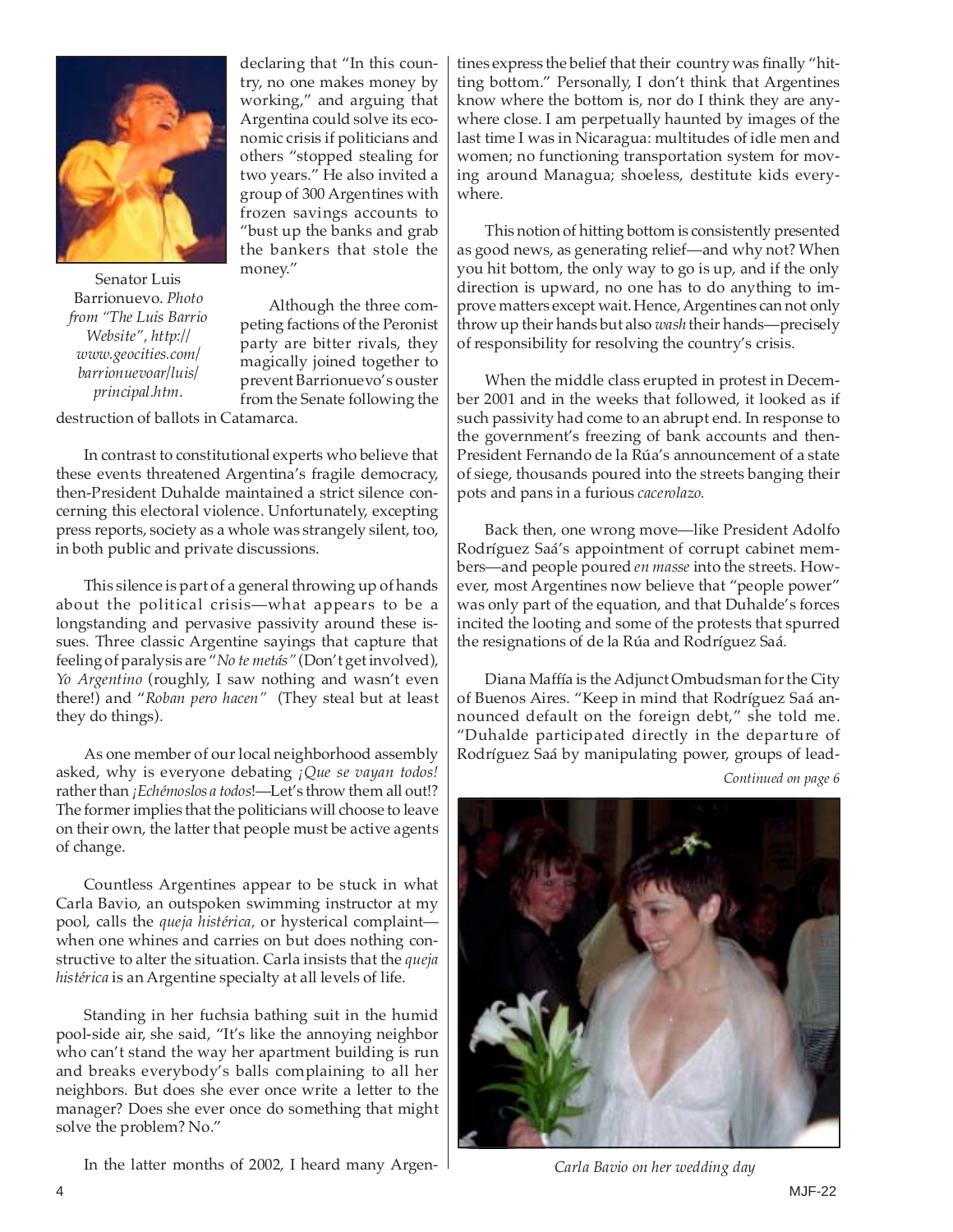Senator Luis Barrionuevo. *Photo from "The Luis Barrio Website", http://www.geocities.com/barrionuevoar/luis/principal.htm.*

declaring that "In this country, no one makes money by working," and arguing that Argentina could solve its economic crisis if politicians and others "stopped stealing for two years." He also invited a group of 300 Argentines with frozen savings accounts to "bust up the banks and grab the bankers that stole the money."

Although the three competing factions of the Peronist party are bitter rivals, they magically joined together to prevent Barrionuevo's ouster from the Senate following the destruction of ballots in Catamarca.

In contrast to constitutional experts who believe that these events threatened Argentina's fragile democracy, then-President Duhalde maintained a strict silence concerning this electoral violence. Unfortunately, excepting press reports, society as a whole was strangely silent, too, in both public and private discussions.

This silence is part of a general throwing up of hands about the political crisis—what appears to be a longstanding and pervasive passivity around these issues. Three classic Argentine sayings that capture that feeling of paralysis are "*No te metás"* (Don't get involved), *Yo Argentino* (roughly, I saw nothing and wasn't even there!) and "*Roban pero hacen"* (They steal but at least they do things).

As one member of our local neighborhood assembly asked, why is everyone debating *¡Que se vayan todos!* rather than *¡Echémoslos a todos!*—Let's throw them all out!? The former implies that the politicians will choose to leave on their own, the latter that people must be active agents of change.

Countless Argentines appear to be stuck in what Carla Bavio, an outspoken swimming instructor at my pool, calls the *queja histérica,* or hysterical complaint—when one whines and carries on but does nothing constructive to alter the situation. Carla insists that the *queja histérica* is an Argentine specialty at all levels of life.

Standing in her fuchsia bathing suit in the humid pool-side air, she said, "It's like the annoying neighbor who can't stand the way her apartment building is run and breaks everybody's balls complaining to all her neighbors. But does she ever once write a letter to the manager? Does she ever once do something that might solve the problem? No."

In the latter months of 2002, I heard many Argentines express the belief that their country was finally "hitting bottom." Personally, I don't think that Argentines know where the bottom is, nor do I think they are anywhere close. I am perpetually haunted by images of the last time I was in Nicaragua: multitudes of idle men and women; no functioning transportation system for moving around Managua; shoeless, destitute kids everywhere.

This notion of hitting bottom is consistently presented as good news, as generating relief—and why not? When you hit bottom, the only way to go is up, and if the only direction is upward, no one has to do anything to improve matters except wait. Hence, Argentines can not only throw up their hands but also *wash* their hands—precisely of responsibility for resolving the country's crisis.

When the middle class erupted in protest in December 2001 and in the weeks that followed, it looked as if such passivity had come to an abrupt end. In response to the government's freezing of bank accounts and then-President Fernando de la Rúa's announcement of a state of siege, thousands poured into the streets banging their pots and pans in a furious *cacerolazo.*

Back then, one wrong move—like President Adolfo Rodríguez Saá's appointment of corrupt cabinet members—and people poured *en masse* into the streets. However, most Argentines now believe that "people power" was only part of the equation, and that Duhalde's forces incited the looting and some of the protests that spurred the resignations of de la Rúa and Rodríguez Saá.

Diana Maffía is the Adjunct Ombudsman for the City of Buenos Aires. "Keep in mind that Rodríguez Saá announced default on the foreign debt," she told me. "Duhalde participated directly in the departure of Rodríguez Saá by manipulating power, groups of lead-

*Continued on page 6*

*Carla Bavio on her wedding day*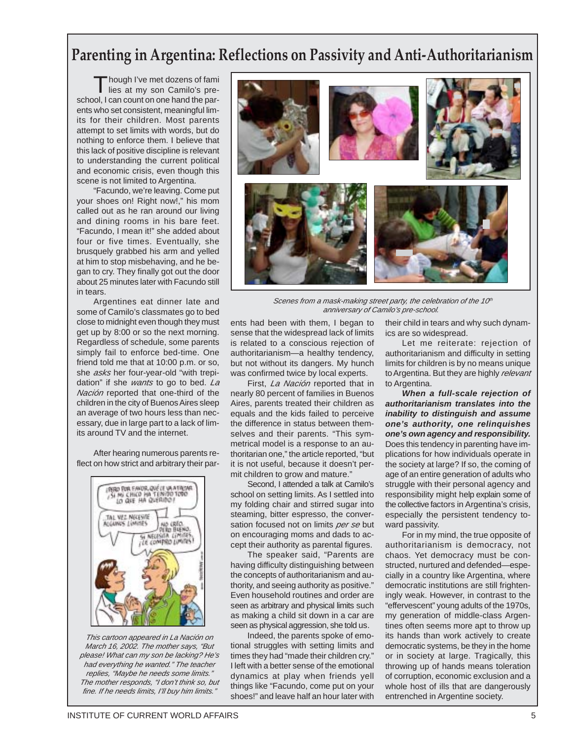# Parenting in Argentina: Reflections on Passivity and Anti-Authoritarianism

Though I've met dozens of families at my son Camilo's preschool, I can count on one hand the parents who set consistent, meaningful limits for their children. Most parents attempt to set limits with words, but do nothing to enforce them. I believe that this lack of positive discipline is relevant to understanding the current political and economic crisis, even though this scene is not limited to Argentina.

"Facundo, we're leaving. Come put your shoes on! Right now!," his mom called out as he ran around our living and dining rooms in his bare feet. "Facundo, I mean it!" she added about four or five times. Eventually, she brusquely grabbed his arm and yelled at him to stop misbehaving, and he began to cry. They finally got out the door about 25 minutes later with Facundo still in tears.

Argentines eat dinner late and some of Camilo's classmates go to bed close to midnight even though they must get up by 8:00 or so the next morning. Regardless of schedule, some parents simply fail to enforce bed-time. One friend told me that at 10:00 p.m. or so, she *asks* her four-year-old "with trepidation" if she *wants* to go to bed. *La Nación* reported that one-third of the children in the city of Buenos Aires sleep an average of two hours less than necessary, due in large part to a lack of limits around TV and the internet.

After hearing numerous parents reflect on how strict and arbitrary their parents had been with them, I began to sense that the widespread lack of limits is related to a conscious rejection of authoritarianism—a healthy tendency, but not without its dangers. My hunch was confirmed twice by local experts.

*This cartoon appeared in La Nación on March 16, 2002. The mother says, "But please! What can my son be lacking? He's had everything he wanted." The teacher replies, "Maybe he needs some limits." The mother responds, "I don't think so, but fine. If he needs limits, I'll buy him limits."*

*Scenes from a mask-making street party, the celebration of the 10th anniversary of Camilo's pre-school.*

First, *La Nación* reported that in nearly 80 percent of families in Buenos Aires, parents treated their children as equals and the kids failed to perceive the difference in status between themselves and their parents. "This symmetrical model is a response to an authoritarian one," the article reported, "but it is not useful, because it doesn't permit children to grow and mature."

Second, I attended a talk at Camilo's school on setting limits. As I settled into my folding chair and stirred sugar into steaming, bitter espresso, the conversation focused not on limits *per se* but on encouraging moms and dads to accept their authority as parental figures.

The speaker said, "Parents are having difficulty distinguishing between the concepts of authoritarianism and authority, and seeing authority as positive." Even household routines and order are seen as arbitrary and physical limits such as making a child sit down in a car are seen as physical aggression, she told us.

Indeed, the parents spoke of emotional struggles with setting limits and times they had "made their children cry." I left with a better sense of the emotional dynamics at play when friends yell things like "Facundo, come put on your shoes!" and leave half an hour later with their child in tears and why such dynamics are so widespread.

Let me reiterate: rejection of authoritarianism and difficulty in setting limits for children is by no means unique to Argentina. But they are highly *relevant* to Argentina.

***When a full-scale rejection of authoritarianism translates into the inability to distinguish and assume one's authority, one relinquishes one's own agency and responsibility.*** Does this tendency in parenting have implications for how individuals operate in the society at large? If so, the coming of age of an entire generation of adults who struggle with their personal agency and responsibility might help explain some of the collective factors in Argentina's crisis, especially the persistent tendency toward passivity.

For in my mind, the true opposite of authoritarianism is democracy, not chaos. Yet democracy must be constructed, nurtured and defended—especially in a country like Argentina, where democratic institutions are still frighteningly weak. However, in contrast to the "effervescent" young adults of the 1970s, my generation of middle-class Argentines often seems more apt to throw up its hands than work actively to create democratic systems, be they in the home or in society at large. Tragically, this throwing up of hands means toleration of corruption, economic exclusion and a whole host of ills that are dangerously entrenched in Argentine society.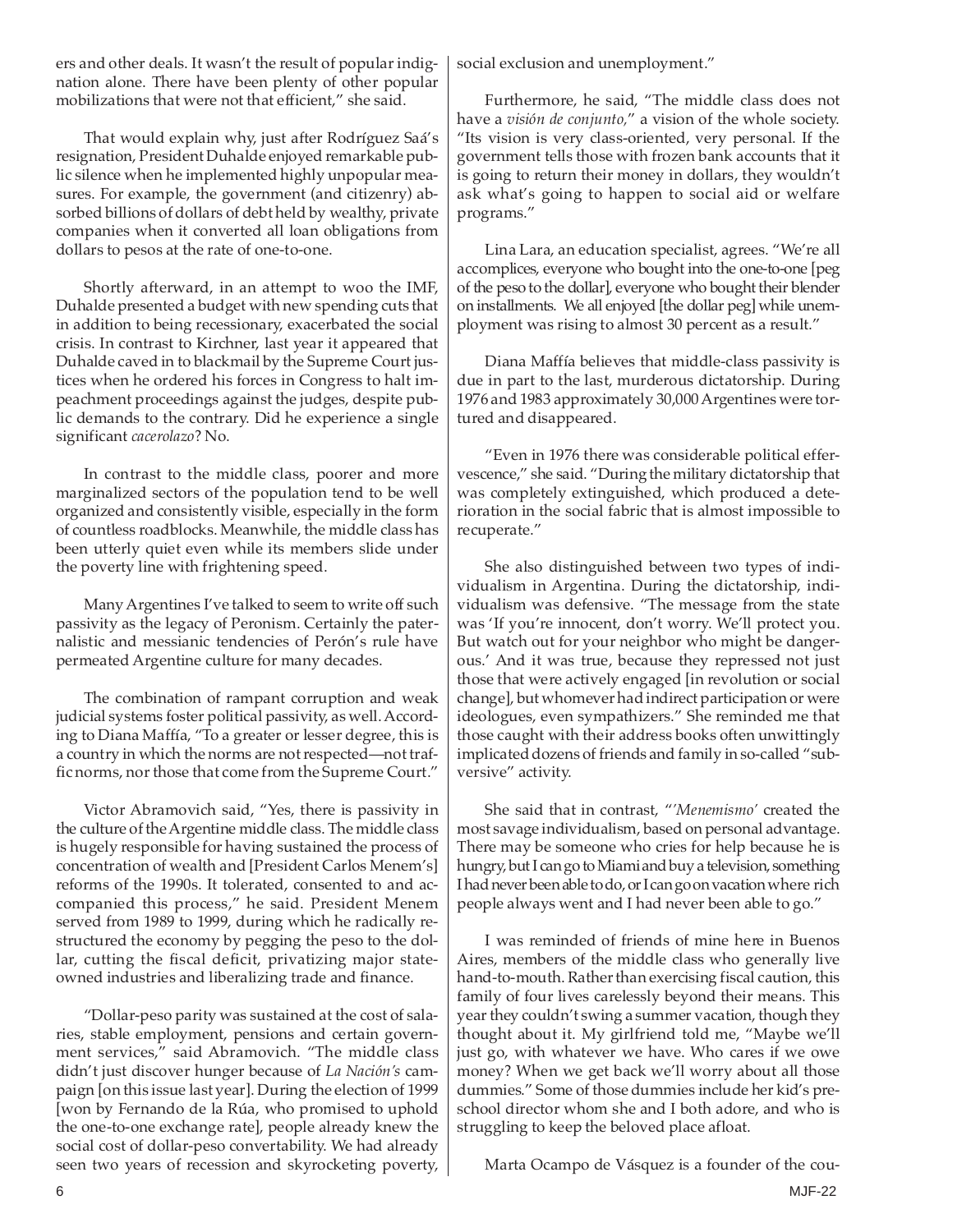ers and other deals. It wasn't the result of popular indignation alone. There have been plenty of other popular mobilizations that were not that efficient," she said.

That would explain why, just after Rodríguez Saá's resignation, President Duhalde enjoyed remarkable public silence when he implemented highly unpopular measures. For example, the government (and citizenry) absorbed billions of dollars of debt held by wealthy, private companies when it converted all loan obligations from dollars to pesos at the rate of one-to-one.

Shortly afterward, in an attempt to woo the IMF, Duhalde presented a budget with new spending cuts that in addition to being recessionary, exacerbated the social crisis. In contrast to Kirchner, last year it appeared that Duhalde caved in to blackmail by the Supreme Court justices when he ordered his forces in Congress to halt impeachment proceedings against the judges, despite public demands to the contrary. Did he experience a single significant *cacerolazo*? No.

In contrast to the middle class, poorer and more marginalized sectors of the population tend to be well organized and consistently visible, especially in the form of countless roadblocks. Meanwhile, the middle class has been utterly quiet even while its members slide under the poverty line with frightening speed.

Many Argentines I've talked to seem to write off such passivity as the legacy of Peronism. Certainly the paternalistic and messianic tendencies of Perón's rule have permeated Argentine culture for many decades.

The combination of rampant corruption and weak judicial systems foster political passivity, as well. According to Diana Maffía, "To a greater or lesser degree, this is a country in which the norms are not respected—not traffic norms, nor those that come from the Supreme Court."

Victor Abramovich said, "Yes, there is passivity in the culture of the Argentine middle class. The middle class is hugely responsible for having sustained the process of concentration of wealth and [President Carlos Menem's] reforms of the 1990s. It tolerated, consented to and accompanied this process," he said. President Menem served from 1989 to 1999, during which he radically restructured the economy by pegging the peso to the dollar, cutting the fiscal deficit, privatizing major state-owned industries and liberalizing trade and finance.

"Dollar-peso parity was sustained at the cost of salaries, stable employment, pensions and certain government services," said Abramovich. "The middle class didn't just discover hunger because of *La Nación's* campaign [on this issue last year]. During the election of 1999 [won by Fernando de la Rúa, who promised to uphold the one-to-one exchange rate], people already knew the social cost of dollar-peso convertability. We had already seen two years of recession and skyrocketing poverty, social exclusion and unemployment."

Furthermore, he said, "The middle class does not have a *visión de conjunto*," a vision of the whole society. "Its vision is very class-oriented, very personal. If the government tells those with frozen bank accounts that it is going to return their money in dollars, they wouldn't ask what's going to happen to social aid or welfare programs."

Lina Lara, an education specialist, agrees. "We're all accomplices, everyone who bought into the one-to-one [peg of the peso to the dollar], everyone who bought their blender on installments. We all enjoyed [the dollar peg] while unemployment was rising to almost 30 percent as a result."

Diana Maffía believes that middle-class passivity is due in part to the last, murderous dictatorship. During 1976 and 1983 approximately 30,000 Argentines were tortured and disappeared.

"Even in 1976 there was considerable political effervescence," she said. "During the military dictatorship that was completely extinguished, which produced a deterioration in the social fabric that is almost impossible to recuperate."

She also distinguished between two types of individualism in Argentina. During the dictatorship, individualism was defensive. "The message from the state was 'If you're innocent, don't worry. We'll protect you. But watch out for your neighbor who might be dangerous.' And it was true, because they repressed not just those that were actively engaged [in revolution or social change], but whomever had indirect participation or were ideologues, even sympathizers." She reminded me that those caught with their address books often unwittingly implicated dozens of friends and family in so-called "subversive" activity.

She said that in contrast, "*'Menemismo'* created the most savage individualism, based on personal advantage. There may be someone who cries for help because he is hungry, but I can go to Miami and buy a television, something I had never been able to do, or I can go on vacation where rich people always went and I had never been able to go."

I was reminded of friends of mine here in Buenos Aires, members of the middle class who generally live hand-to-mouth. Rather than exercising fiscal caution, this family of four lives carelessly beyond their means. This year they couldn't swing a summer vacation, though they thought about it. My girlfriend told me, "Maybe we'll just go, with whatever we have. Who cares if we owe money? When we get back we'll worry about all those dummies." Some of those dummies include her kid's preschool director whom she and I both adore, and who is struggling to keep the beloved place afloat.

Marta Ocampo de Vásquez is a founder of the cou-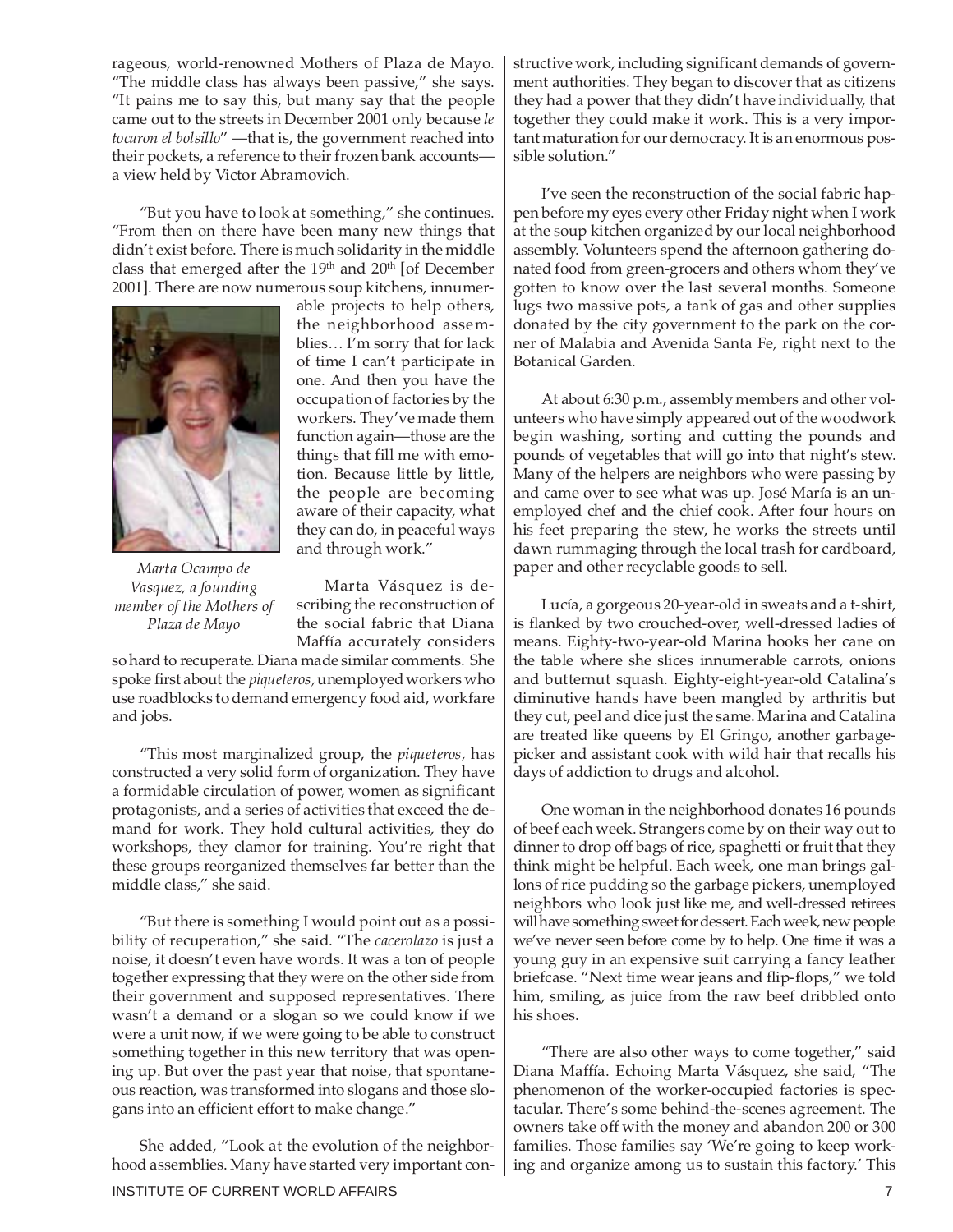rageous, world-renowned Mothers of Plaza de Mayo. "The middle class has always been passive," she says. "It pains me to say this, but many say that the people came out to the streets in December 2001 only because *le tocaron el bolsillo*" —that is, the government reached into their pockets, a reference to their frozen bank accounts—a view held by Victor Abramovich.

"But you have to look at something," she continues. "From then on there have been many new things that didn't exist before. There is much solidarity in the middle class that emerged after the 19th and 20th [of December 2001]. There are now numerous soup kitchens, innumerable projects to help others, the neighborhood assemblies… I'm sorry that for lack of time I can't participate in one. And then you have the occupation of factories by the workers. They've made them function again—those are the things that fill me with emotion. Because little by little, the people are becoming aware of their capacity, what they can do, in peaceful ways and through work."

*Marta Ocampo de Vasquez, a founding member of the Mothers of Plaza de Mayo*

Marta Vásquez is describing the reconstruction of the social fabric that Diana Maffía accurately considers so hard to recuperate. Diana made similar comments. She spoke first about the *piqueteros*, unemployed workers who use roadblocks to demand emergency food aid, workfare and jobs.

"This most marginalized group, the *piqueteros*, has constructed a very solid form of organization. They have a formidable circulation of power, women as significant protagonists, and a series of activities that exceed the demand for work. They hold cultural activities, they do workshops, they clamor for training. You're right that these groups reorganized themselves far better than the middle class," she said.

"But there is something I would point out as a possibility of recuperation," she said. "The *cacerolazo* is just a noise, it doesn't even have words. It was a ton of people together expressing that they were on the other side from their government and supposed representatives. There wasn't a demand or a slogan so we could know if we were a unit now, if we were going to be able to construct something together in this new territory that was opening up. But over the past year that noise, that spontaneous reaction, was transformed into slogans and those slogans into an efficient effort to make change."

She added, "Look at the evolution of the neighborhood assemblies. Many have started very important constructive work, including significant demands of government authorities. They began to discover that as citizens they had a power that they didn't have individually, that together they could make it work. This is a very important maturation for our democracy. It is an enormous possible solution."

I've seen the reconstruction of the social fabric happen before my eyes every other Friday night when I work at the soup kitchen organized by our local neighborhood assembly. Volunteers spend the afternoon gathering donated food from green-grocers and others whom they've gotten to know over the last several months. Someone lugs two massive pots, a tank of gas and other supplies donated by the city government to the park on the corner of Malabia and Avenida Santa Fe, right next to the Botanical Garden.

At about 6:30 p.m., assembly members and other volunteers who have simply appeared out of the woodwork begin washing, sorting and cutting the pounds and pounds of vegetables that will go into that night's stew. Many of the helpers are neighbors who were passing by and came over to see what was up. José María is an unemployed chef and the chief cook. After four hours on his feet preparing the stew, he works the streets until dawn rummaging through the local trash for cardboard, paper and other recyclable goods to sell.

Lucía, a gorgeous 20-year-old in sweats and a t-shirt, is flanked by two crouched-over, well-dressed ladies of means. Eighty-two-year-old Marina hooks her cane on the table where she slices innumerable carrots, onions and butternut squash. Eighty-eight-year-old Catalina's diminutive hands have been mangled by arthritis but they cut, peel and dice just the same. Marina and Catalina are treated like queens by El Gringo, another garbage-picker and assistant cook with wild hair that recalls his days of addiction to drugs and alcohol.

One woman in the neighborhood donates 16 pounds of beef each week. Strangers come by on their way out to dinner to drop off bags of rice, spaghetti or fruit that they think might be helpful. Each week, one man brings gallons of rice pudding so the garbage pickers, unemployed neighbors who look just like me, and well-dressed retirees will have something sweet for dessert. Each week, new people we've never seen before come by to help. One time it was a young guy in an expensive suit carrying a fancy leather briefcase. "Next time wear jeans and flip-flops," we told him, smiling, as juice from the raw beef dribbled onto his shoes.

"There are also other ways to come together," said Diana Maffía. Echoing Marta Vásquez, she said, "The phenomenon of the worker-occupied factories is spectacular. There's some behind-the-scenes agreement. The owners take off with the money and abandon 200 or 300 families. Those families say 'We're going to keep working and organize among us to sustain this factory.' This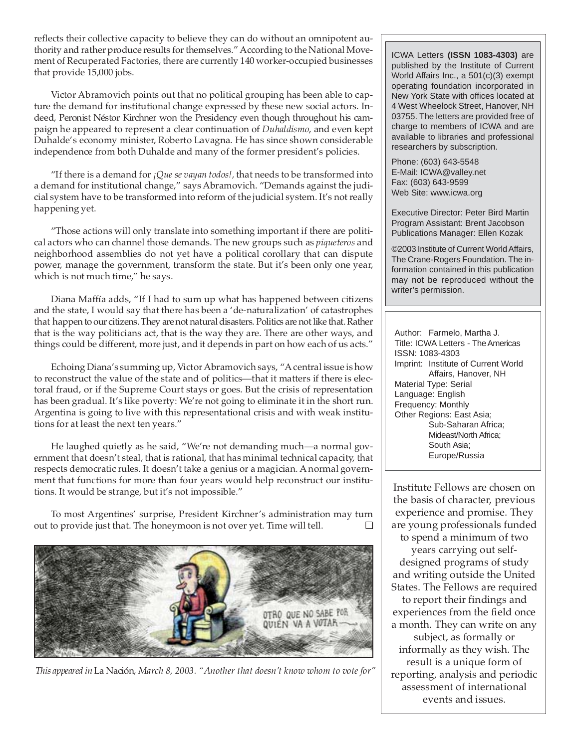reflects their collective capacity to believe they can do without an omnipotent authority and rather produce results for themselves." According to the National Movement of Recuperated Factories, there are currently 140 worker-occupied businesses that provide 15,000 jobs.

Victor Abramovich points out that no political grouping has been able to capture the demand for institutional change expressed by these new social actors. Indeed, Peronist Néstor Kirchner won the Presidency even though throughout his campaign he appeared to represent a clear continuation of *Duhaldismo*, and even kept Duhalde's economy minister, Roberto Lavagna. He has since shown considerable independence from both Duhalde and many of the former president's policies.

"If there is a demand for *¡Que se vayan todos!,* that needs to be transformed into a demand for institutional change," says Abramovich. "Demands against the judicial system have to be transformed into reform of the judicial system. It's not really happening yet.

"Those actions will only translate into something important if there are political actors who can channel those demands. The new groups such as *piqueteros* and neighborhood assemblies do not yet have a political corollary that can dispute power, manage the government, transform the state. But it's been only one year, which is not much time," he says.

Diana Maffía adds, "If I had to sum up what has happened between citizens and the state, I would say that there has been a 'de-naturalization' of catastrophes that happen to our citizens. They are not natural disasters. Politics are not like that. Rather that is the way politicians act, that is the way they are. There are other ways, and things could be different, more just, and it depends in part on how each of us acts."

Echoing Diana's summing up, Victor Abramovich says, "A central issue is how to reconstruct the value of the state and of politics—that it matters if there is electoral fraud, or if the Supreme Court stays or goes. But the crisis of representation has been gradual. It's like poverty: We're not going to eliminate it in the short run. Argentina is going to live with this representational crisis and with weak institutions for at least the next ten years."

He laughed quietly as he said, "We're not demanding much—a normal government that doesn't steal, that is rational, that has minimal technical capacity, that respects democratic rules. It doesn't take a genius or a magician. A normal government that functions for more than four years would help reconstruct our institutions. It would be strange, but it's not impossible."

To most Argentines' surprise, President Kirchner's administration may turn out to provide just that. The honeymoon is not over yet. Time will tell. ❑

*This appeared in* La Nación, *March 8, 2003. "Another that doesn't know whom to vote for"*

ICWA Letters **(ISSN 1083-4303)** are published by the Institute of Current World Affairs Inc., a 501(c)(3) exempt operating foundation incorporated in New York State with offices located at 4 West Wheelock Street, Hanover, NH 03755. The letters are provided free of charge to members of ICWA and are available to libraries and professional researchers by subscription.

Phone: (603) 643-5548
E-Mail: ICWA@valley.net
Fax: (603) 643-9599
Web Site: www.icwa.org

Executive Director: Peter Bird Martin
Program Assistant: Brent Jacobson
Publications Manager: Ellen Kozak

©2003 Institute of Current World Affairs, The Crane-Rogers Foundation. The information contained in this publication may not be reproduced without the writer's permission.

Author: Farmelo, Martha J.
Title: ICWA Letters - The Americas
ISSN: 1083-4303
Imprint: Institute of Current World Affairs, Hanover, NH
Material Type: Serial
Language: English
Frequency: Monthly
Other Regions: East Asia; Sub-Saharan Africa; Mideast/North Africa; South Asia; Europe/Russia

Institute Fellows are chosen on the basis of character, previous experience and promise. They are young professionals funded to spend a minimum of two years carrying out self-designed programs of study and writing outside the United States. The Fellows are required to report their findings and experiences from the field once a month. They can write on any subject, as formally or informally as they wish. The result is a unique form of reporting, analysis and periodic assessment of international events and issues.